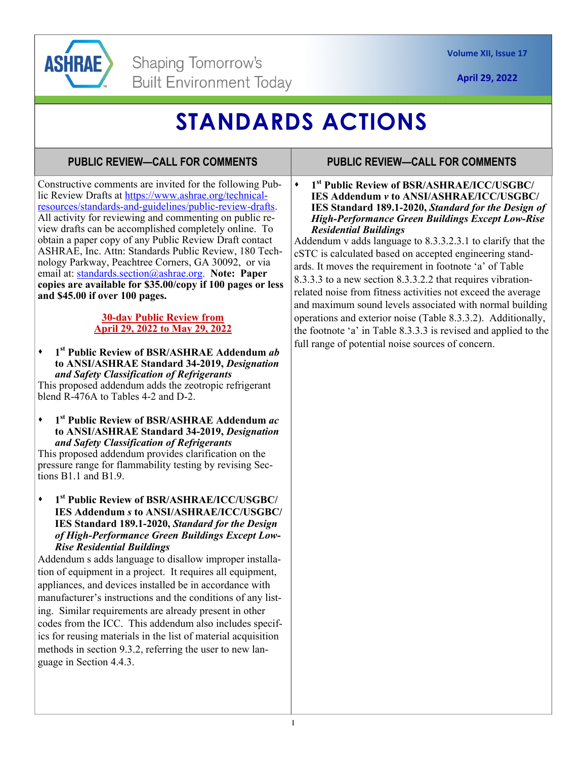ASHRAE

Shaping Tomorrow's Built Environment Today

# STANDARDS ACTIONS

## PUBLIC REVIEW—CALL FOR COMMENTS

Constructive comments are invited for the following Public Review Drafts at https://www.ashrae.org/technical-resources/standards-and-guidelines/public-review-drafts. All activity for reviewing and commenting on public review drafts can be accomplished completely online. To obtain a paper copy of any Public Review Draft contact ASHRAE, Inc. Attn: Standards Public Review, 180 Technology Parkway, Peachtree Corners, GA 30092, or via email at: standards.section@ashrae.org. **Note: Paper copies are available for $35.00/copy if 100 pages or less and $45.00 if over 100 pages.**

**30-day Public Review from April 29, 2022 to May 29, 2022**

- **1st Public Review of BSR/ASHRAE Addendum *ab* to ANSI/ASHRAE Standard 34-2019, *Designation and Safety Classification of Refrigerants***

This proposed addendum adds the zeotropic refrigerant blend R-476A to Tables 4-2 and D-2.

- **1st Public Review of BSR/ASHRAE Addendum *ac* to ANSI/ASHRAE Standard 34-2019, *Designation and Safety Classification of Refrigerants***

This proposed addendum provides clarification on the pressure range for flammability testing by revising Sections B1.1 and B1.9.

- **1st Public Review of BSR/ASHRAE/ICC/USGBC/IES Addendum *s* to ANSI/ASHRAE/ICC/USGBC/IES Standard 189.1-2020, *Standard for the Design of High-Performance Green Buildings Except Low-Rise Residential Buildings***

Addendum s adds language to disallow improper installation of equipment in a project. It requires all equipment, appliances, and devices installed be in accordance with manufacturer's instructions and the conditions of any listing. Similar requirements are already present in other codes from the ICC. This addendum also includes specifics for reusing materials in the list of material acquisition methods in section 9.3.2, referring the user to new language in Section 4.4.3.

- **1st Public Review of BSR/ASHRAE/ICC/USGBC/IES Addendum *v* to ANSI/ASHRAE/ICC/USGBC/IES Standard 189.1-2020, *Standard for the Design of High-Performance Green Buildings Except Low-Rise Residential Buildings***

Addendum v adds language to 8.3.3.2.3.1 to clarify that the cSTC is calculated based on accepted engineering standards. It moves the requirement in footnote 'a' of Table 8.3.3.3 to a new section 8.3.3.2.2 that requires vibration-related noise from fitness activities not exceed the average and maximum sound levels associated with normal building operations and exterior noise (Table 8.3.3.2). Additionally, the footnote 'a' in Table 8.3.3.3 is revised and applied to the full range of potential noise sources of concern.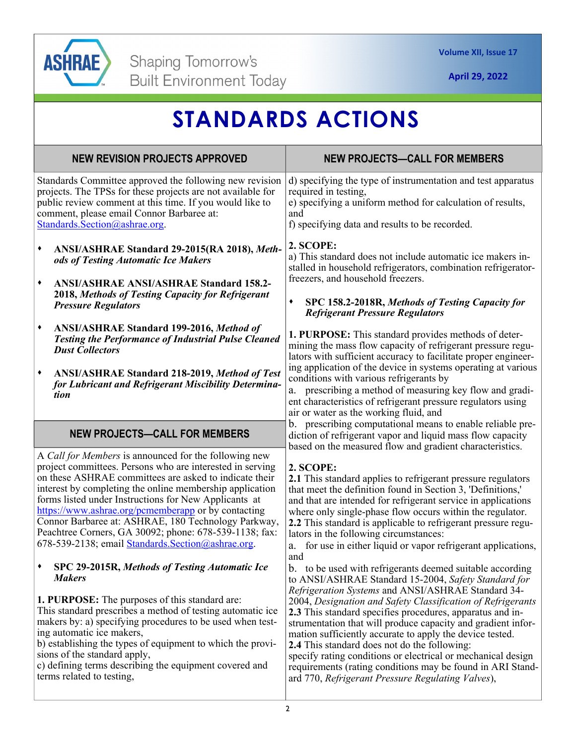# STANDARDS ACTIONS

## NEW REVISION PROJECTS APPROVED

Standards Committee approved the following new revision projects. The TPSs for these projects are not available for public review comment at this time. If you would like to comment, please email Connor Barbaree at: Standards.Section@ashrae.org.

- **ANSI/ASHRAE Standard 29-2015(RA 2018),** ***Methods of Testing Automatic Ice Makers***
- **ANSI/ASHRAE ANSI/ASHRAE Standard 158.2-2018,** ***Methods of Testing Capacity for Refrigerant Pressure Regulators***
- **ANSI/ASHRAE Standard 199-2016,** ***Method of Testing the Performance of Industrial Pulse Cleaned Dust Collectors***
- **ANSI/ASHRAE Standard 218-2019,** ***Method of Test for Lubricant and Refrigerant Miscibility Determination***

## NEW PROJECTS—CALL FOR MEMBERS

A *Call for Members* is announced for the following new project committees. Persons who are interested in serving on these ASHRAE committees are asked to indicate their interest by completing the online membership application forms listed under Instructions for New Applicants at https://www.ashrae.org/pcmemberapp or by contacting Connor Barbaree at: ASHRAE, 180 Technology Parkway, Peachtree Corners, GA 30092; phone: 678-539-1138; fax: 678-539-2138; email Standards.Section@ashrae.org.

- **SPC 29-2015R,** ***Methods of Testing Automatic Ice Makers***

**1. PURPOSE:** The purposes of this standard are:
This standard prescribes a method of testing automatic ice makers by: a) specifying procedures to be used when testing automatic ice makers,
b) establishing the types of equipment to which the provisions of the standard apply,
c) defining terms describing the equipment covered and terms related to testing,
d) specifying the type of instrumentation and test apparatus required in testing,
e) specifying a uniform method for calculation of results, and
f) specifying data and results to be recorded.

**2. SCOPE:**
a) This standard does not include automatic ice makers installed in household refrigerators, combination refrigerator-freezers, and household freezers.

- **SPC 158.2-2018R,** ***Methods of Testing Capacity for Refrigerant Pressure Regulators***

**1. PURPOSE:** This standard provides methods of determining the mass flow capacity of refrigerant pressure regulators with sufficient accuracy to facilitate proper engineering application of the device in systems operating at various conditions with various refrigerants by
a. prescribing a method of measuring key flow and gradient characteristics of refrigerant pressure regulators using air or water as the working fluid, and
b. prescribing computational means to enable reliable prediction of refrigerant vapor and liquid mass flow capacity based on the measured flow and gradient characteristics.

**2. SCOPE:**
**2.1** This standard applies to refrigerant pressure regulators that meet the definition found in Section 3, 'Definitions,' and that are intended for refrigerant service in applications where only single-phase flow occurs within the regulator.
**2.2** This standard is applicable to refrigerant pressure regulators in the following circumstances:
a. for use in either liquid or vapor refrigerant applications, and
b. to be used with refrigerants deemed suitable according to ANSI/ASHRAE Standard 15-2004, *Safety Standard for Refrigeration Systems* and ANSI/ASHRAE Standard 34-2004, *Designation and Safety Classification of Refrigerants*
**2.3** This standard specifies procedures, apparatus and instrumentation that will produce capacity and gradient information sufficiently accurate to apply the device tested.
**2.4** This standard does not do the following:
specify rating conditions or electrical or mechanical design requirements (rating conditions may be found in ARI Standard 770, *Refrigerant Pressure Regulating Valves*),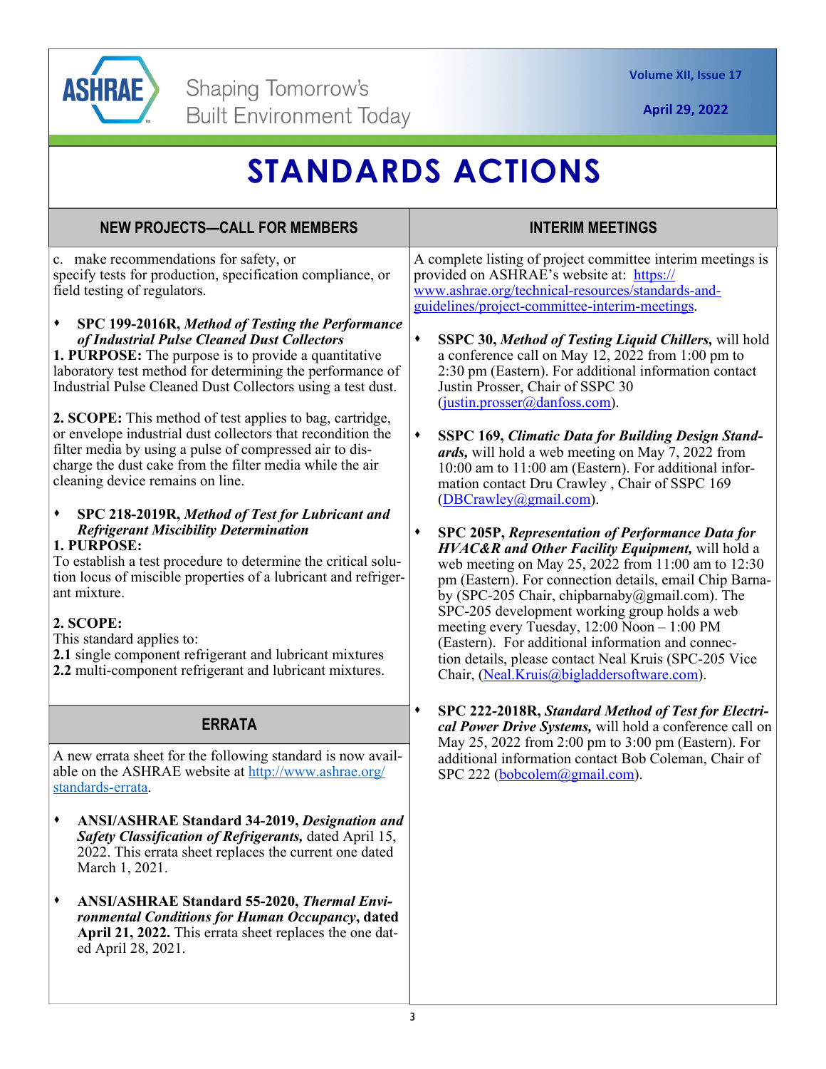# STANDARDS ACTIONS

## NEW PROJECTS—CALL FOR MEMBERS

c. make recommendations for safety, or
specify tests for production, specification compliance, or field testing of regulators.

- **SPC 199-2016R, *Method of Testing the Performance of Industrial Pulse Cleaned Dust Collectors***

**1. PURPOSE:** The purpose is to provide a quantitative laboratory test method for determining the performance of Industrial Pulse Cleaned Dust Collectors using a test dust.

**2. SCOPE:** This method of test applies to bag, cartridge, or envelope industrial dust collectors that recondition the filter media by using a pulse of compressed air to discharge the dust cake from the filter media while the air cleaning device remains on line.

- **SPC 218-2019R, *Method of Test for Lubricant and Refrigerant Miscibility Determination***

**1. PURPOSE:**
To establish a test procedure to determine the critical solution locus of miscible properties of a lubricant and refrigerant mixture.

**2. SCOPE:**
This standard applies to:
**2.1** single component refrigerant and lubricant mixtures
**2.2** multi-component refrigerant and lubricant mixtures.

## ERRATA

A new errata sheet for the following standard is now available on the ASHRAE website at http://www.ashrae.org/standards-errata.

- **ANSI/ASHRAE Standard 34-2019, *Designation and Safety Classification of Refrigerants,*** dated April 15, 2022. This errata sheet replaces the current one dated March 1, 2021.

- **ANSI/ASHRAE Standard 55-2020, *Thermal Environmental Conditions for Human Occupancy*, dated April 21, 2022.** This errata sheet replaces the one dated April 28, 2021.

## INTERIM MEETINGS

A complete listing of project committee interim meetings is provided on ASHRAE's website at: https://www.ashrae.org/technical-resources/standards-and-guidelines/project-committee-interim-meetings.

- **SSPC 30, *Method of Testing Liquid Chillers,*** will hold a conference call on May 12, 2022 from 1:00 pm to 2:30 pm (Eastern). For additional information contact Justin Prosser, Chair of SSPC 30 (justin.prosser@danfoss.com).

- **SSPC 169, *Climatic Data for Building Design Standards,*** will hold a web meeting on May 7, 2022 from 10:00 am to 11:00 am (Eastern). For additional information contact Dru Crawley , Chair of SSPC 169 (DBCrawley@gmail.com).

- **SPC 205P, *Representation of Performance Data for HVAC&R and Other Facility Equipment,*** will hold a web meeting on May 25, 2022 from 11:00 am to 12:30 pm (Eastern). For connection details, email Chip Barnaby (SPC-205 Chair, chipbarnaby@gmail.com). The SPC-205 development working group holds a web meeting every Tuesday, 12:00 Noon – 1:00 PM (Eastern). For additional information and connection details, please contact Neal Kruis (SPC-205 Vice Chair, (Neal.Kruis@bigladdersoftware.com).

- **SPC 222-2018R, *Standard Method of Test for Electrical Power Drive Systems,*** will hold a conference call on May 25, 2022 from 2:00 pm to 3:00 pm (Eastern). For additional information contact Bob Coleman, Chair of SPC 222 (bobcolem@gmail.com).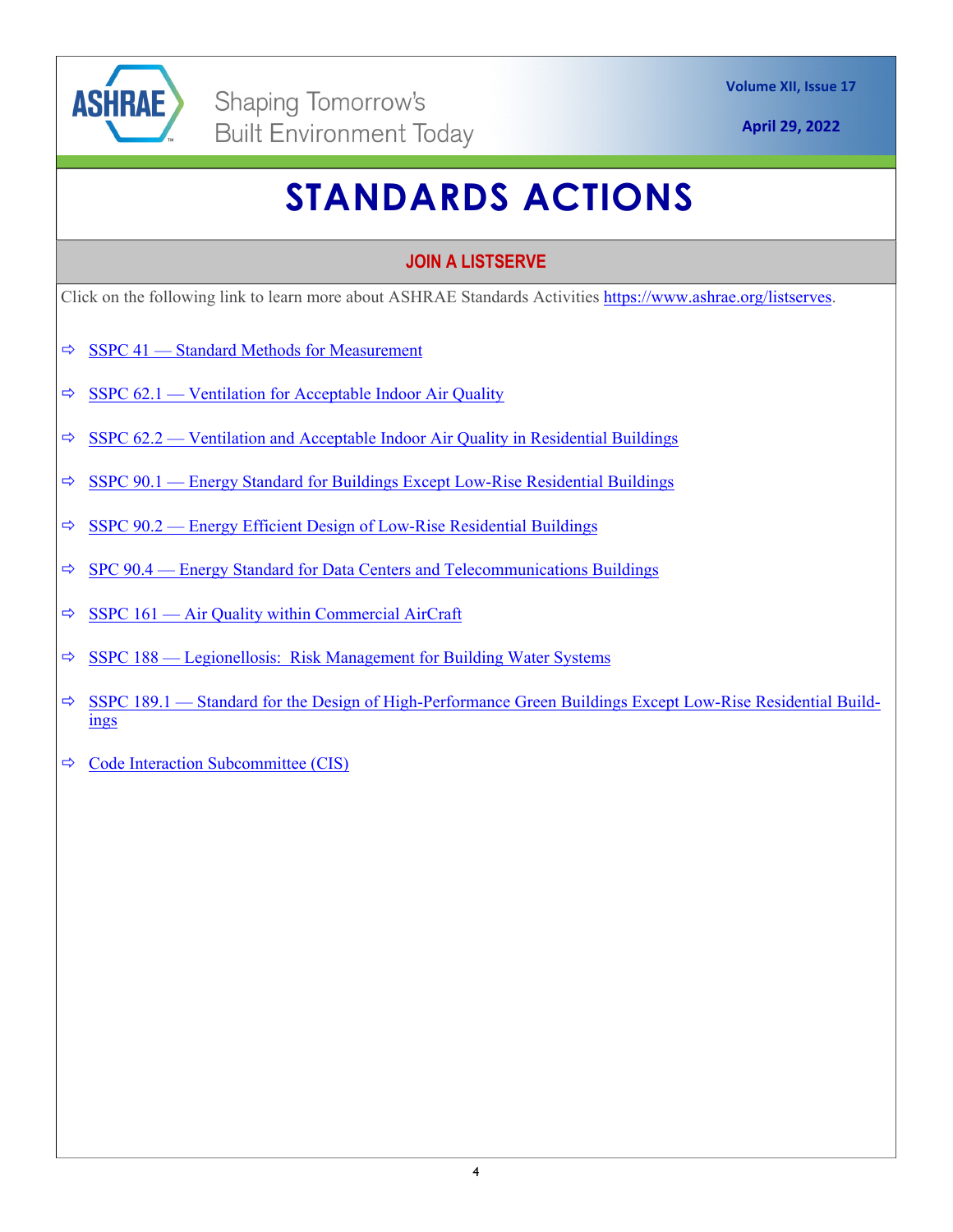# STANDARDS ACTIONS

## JOIN A LISTSERVE

Click on the following link to learn more about ASHRAE Standards Activities https://www.ashrae.org/listserves.

- ⇨ SSPC 41 — Standard Methods for Measurement
- ⇨ SSPC 62.1 — Ventilation for Acceptable Indoor Air Quality
- ⇨ SSPC 62.2 — Ventilation and Acceptable Indoor Air Quality in Residential Buildings
- ⇨ SSPC 90.1 — Energy Standard for Buildings Except Low-Rise Residential Buildings
- ⇨ SSPC 90.2 — Energy Efficient Design of Low-Rise Residential Buildings
- ⇨ SPC 90.4 — Energy Standard for Data Centers and Telecommunications Buildings
- ⇨ SSPC 161 — Air Quality within Commercial AirCraft
- ⇨ SSPC 188 — Legionellosis: Risk Management for Building Water Systems
- ⇨ SSPC 189.1 — Standard for the Design of High-Performance Green Buildings Except Low-Rise Residential Buildings
- ⇨ Code Interaction Subcommittee (CIS)